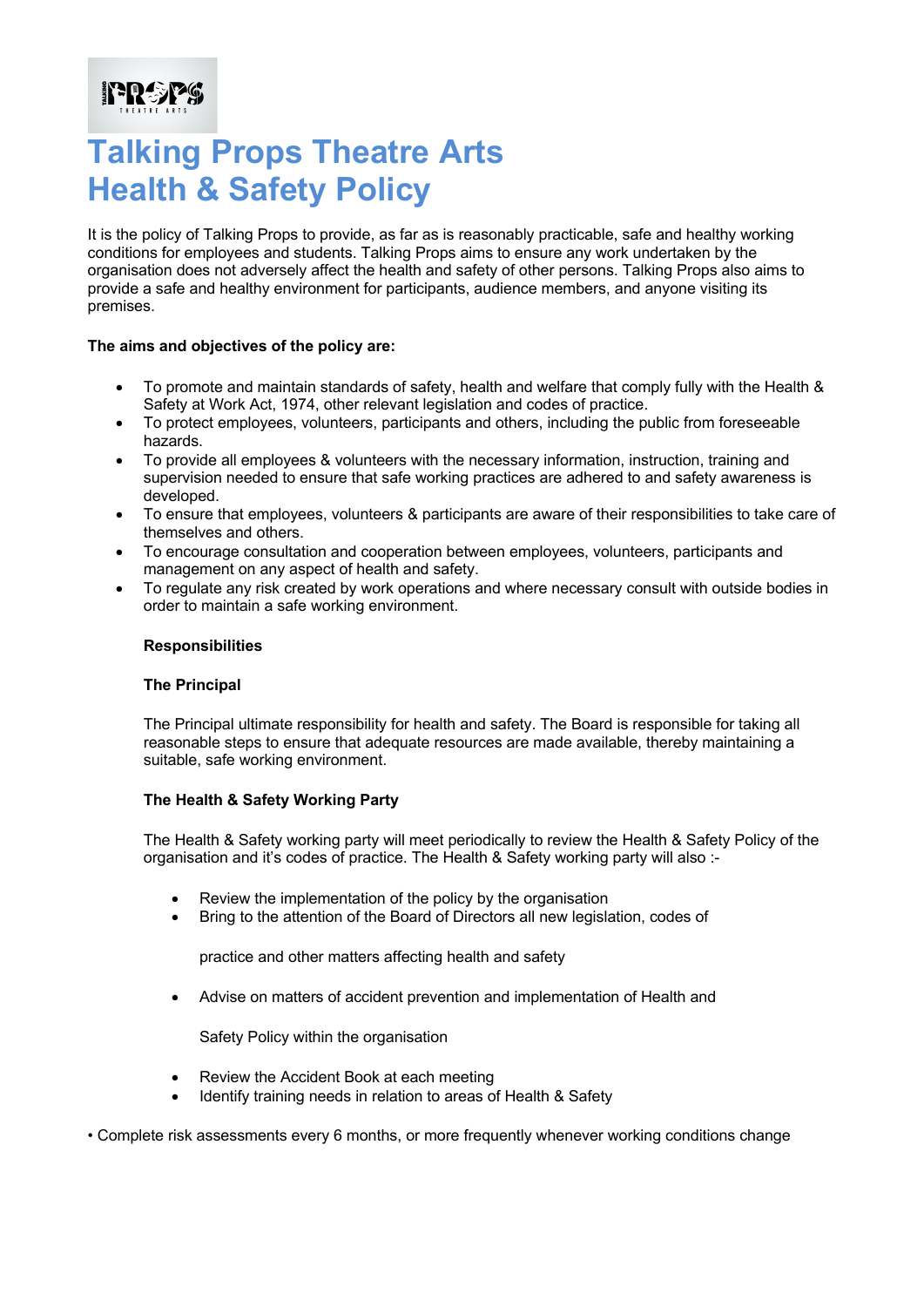# Talking Props Theatre Arts
# Health & Safety Policy

It is the policy of Talking Props to provide, as far as is reasonably practicable, safe and healthy working conditions for employees and students. Talking Props aims to ensure any work undertaken by the organisation does not adversely affect the health and safety of other persons. Talking Props also aims to provide a safe and healthy environment for participants, audience members, and anyone visiting its premises.

**The aims and objectives of the policy are:**

- To promote and maintain standards of safety, health and welfare that comply fully with the Health & Safety at Work Act, 1974, other relevant legislation and codes of practice.
- To protect employees, volunteers, participants and others, including the public from foreseeable hazards.
- To provide all employees & volunteers with the necessary information, instruction, training and supervision needed to ensure that safe working practices are adhered to and safety awareness is developed.
- To ensure that employees, volunteers & participants are aware of their responsibilities to take care of themselves and others.
- To encourage consultation and cooperation between employees, volunteers, participants and management on any aspect of health and safety.
- To regulate any risk created by work operations and where necessary consult with outside bodies in order to maintain a safe working environment.

**Responsibilities**

**The Principal**

The Principal ultimate responsibility for health and safety. The Board is responsible for taking all reasonable steps to ensure that adequate resources are made available, thereby maintaining a suitable, safe working environment.

**The Health & Safety Working Party**

The Health & Safety working party will meet periodically to review the Health & Safety Policy of the organisation and it's codes of practice. The Health & Safety working party will also :-

- Review the implementation of the policy by the organisation
- Bring to the attention of the Board of Directors all new legislation, codes of

  practice and other matters affecting health and safety
- Advise on matters of accident prevention and implementation of Health and

  Safety Policy within the organisation
- Review the Accident Book at each meeting
- Identify training needs in relation to areas of Health & Safety

• Complete risk assessments every 6 months, or more frequently whenever working conditions change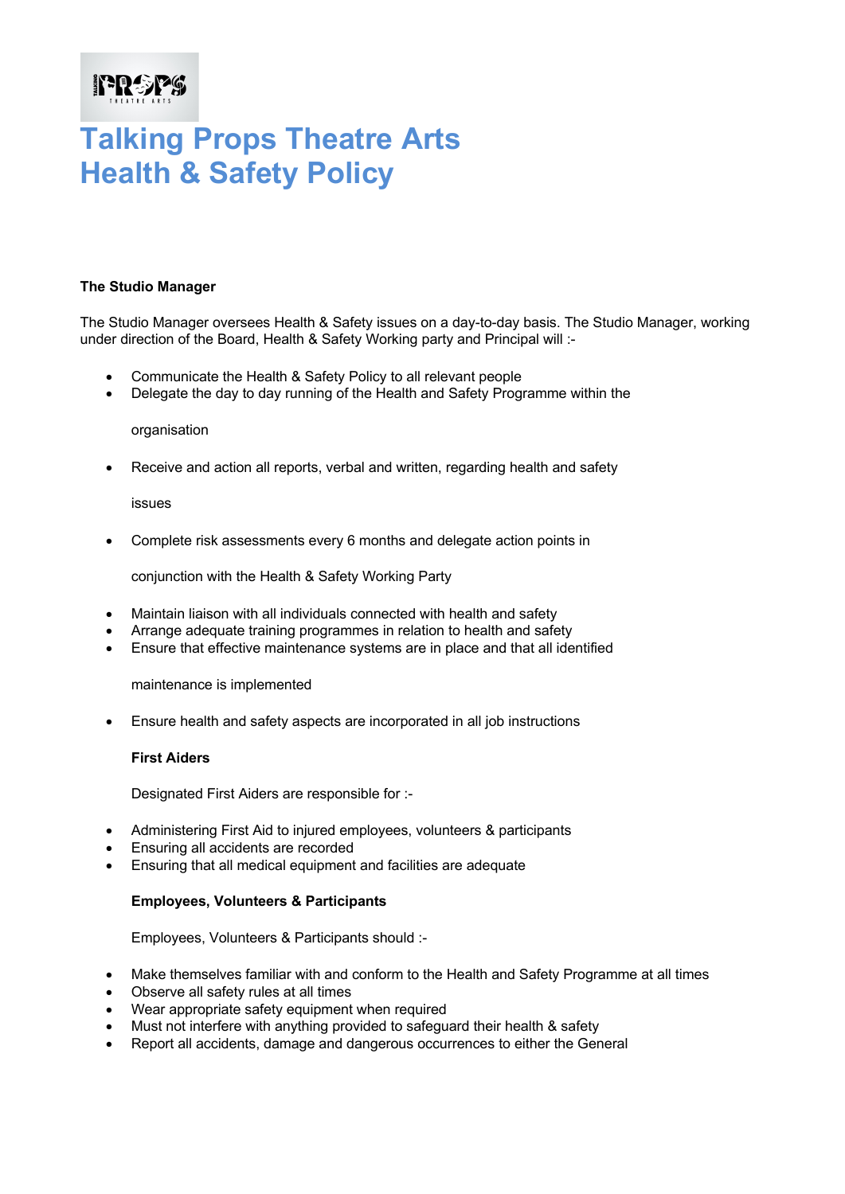# Talking Props Theatre Arts
# Health & Safety Policy

**The Studio Manager**

The Studio Manager oversees Health & Safety issues on a day-to-day basis. The Studio Manager, working under direction of the Board, Health & Safety Working party and Principal will :-

- Communicate the Health & Safety Policy to all relevant people
- Delegate the day to day running of the Health and Safety Programme within the organisation
- Receive and action all reports, verbal and written, regarding health and safety issues
- Complete risk assessments every 6 months and delegate action points in conjunction with the Health & Safety Working Party
- Maintain liaison with all individuals connected with health and safety
- Arrange adequate training programmes in relation to health and safety
- Ensure that effective maintenance systems are in place and that all identified maintenance is implemented
- Ensure health and safety aspects are incorporated in all job instructions

**First Aiders**

Designated First Aiders are responsible for :-

- Administering First Aid to injured employees, volunteers & participants
- Ensuring all accidents are recorded
- Ensuring that all medical equipment and facilities are adequate

**Employees, Volunteers & Participants**

Employees, Volunteers & Participants should :-

- Make themselves familiar with and conform to the Health and Safety Programme at all times
- Observe all safety rules at all times
- Wear appropriate safety equipment when required
- Must not interfere with anything provided to safeguard their health & safety
- Report all accidents, damage and dangerous occurrences to either the General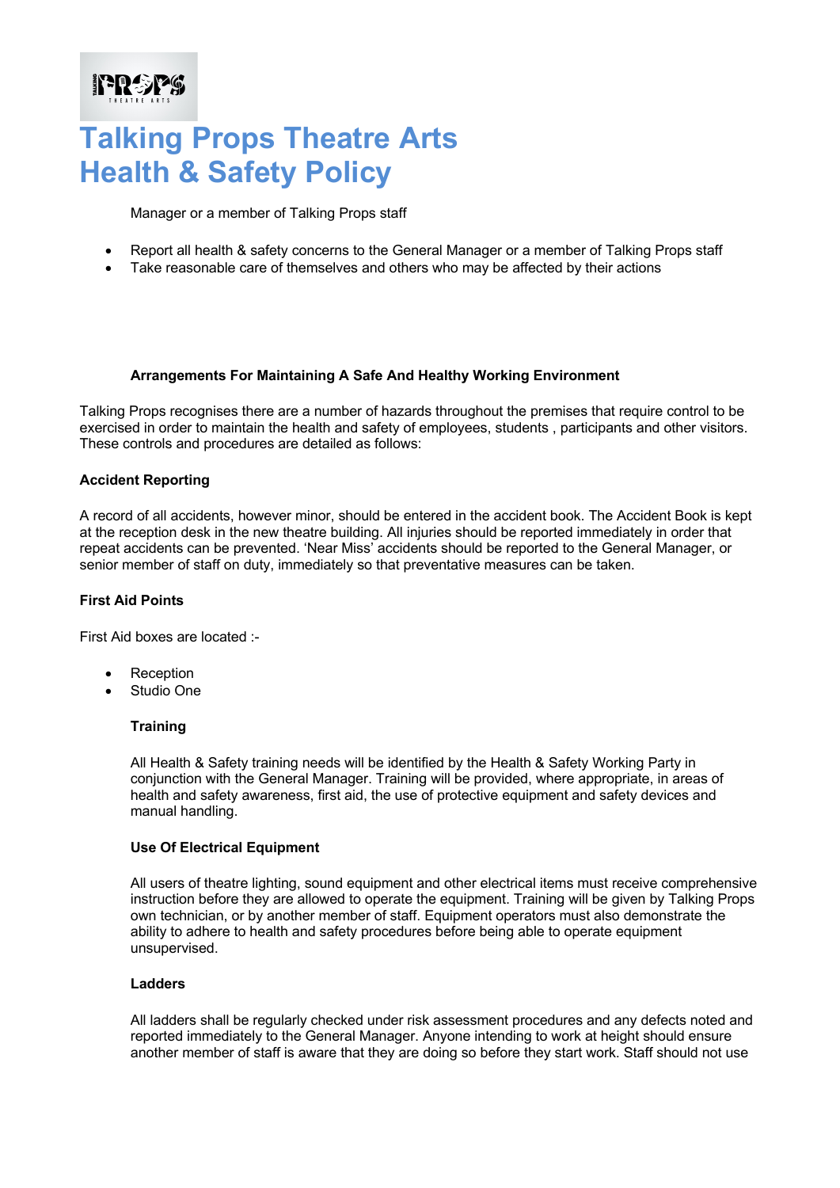# Talking Props Theatre Arts
# Health & Safety Policy

Manager or a member of Talking Props staff

- Report all health & safety concerns to the General Manager or a member of Talking Props staff
- Take reasonable care of themselves and others who may be affected by their actions

**Arrangements For Maintaining A Safe And Healthy Working Environment**

Talking Props recognises there are a number of hazards throughout the premises that require control to be exercised in order to maintain the health and safety of employees, students , participants and other visitors. These controls and procedures are detailed as follows:

**Accident Reporting**

A record of all accidents, however minor, should be entered in the accident book. The Accident Book is kept at the reception desk in the new theatre building. All injuries should be reported immediately in order that repeat accidents can be prevented. 'Near Miss' accidents should be reported to the General Manager, or senior member of staff on duty, immediately so that preventative measures can be taken.

**First Aid Points**

First Aid boxes are located :-

- Reception
- Studio One

**Training**

All Health & Safety training needs will be identified by the Health & Safety Working Party in conjunction with the General Manager. Training will be provided, where appropriate, in areas of health and safety awareness, first aid, the use of protective equipment and safety devices and manual handling.

**Use Of Electrical Equipment**

All users of theatre lighting, sound equipment and other electrical items must receive comprehensive instruction before they are allowed to operate the equipment. Training will be given by Talking Props own technician, or by another member of staff. Equipment operators must also demonstrate the ability to adhere to health and safety procedures before being able to operate equipment unsupervised.

**Ladders**

All ladders shall be regularly checked under risk assessment procedures and any defects noted and reported immediately to the General Manager. Anyone intending to work at height should ensure another member of staff is aware that they are doing so before they start work. Staff should not use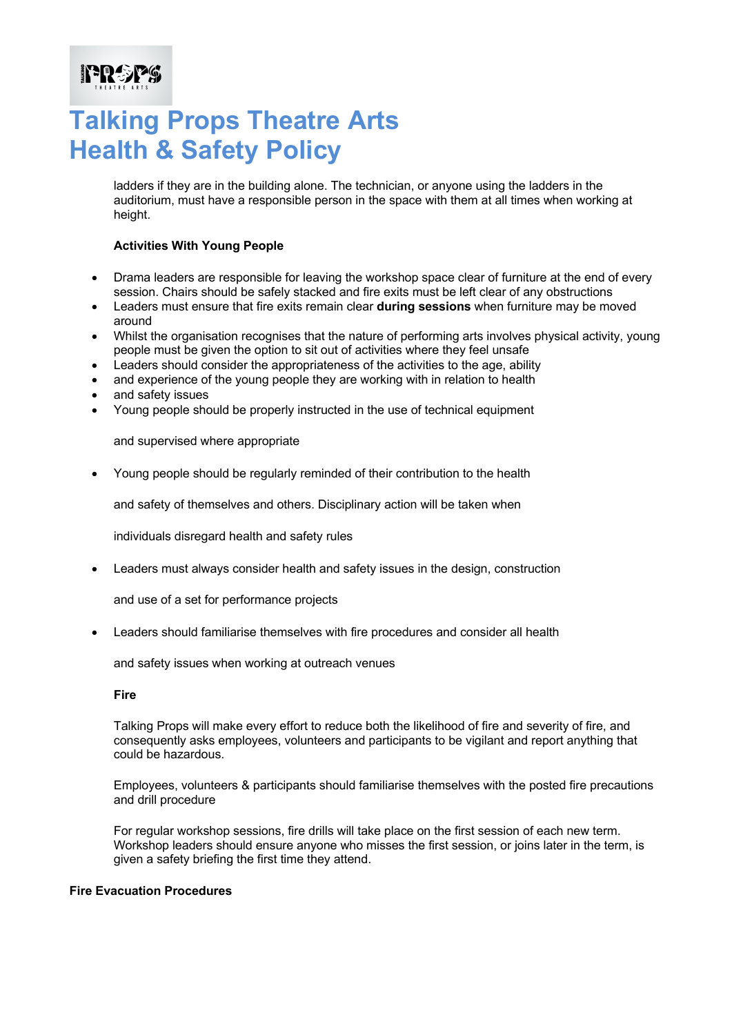ladders if they are in the building alone. The technician, or anyone using the ladders in the auditorium, must have a responsible person in the space with them at all times when working at height.

**Activities With Young People**

- Drama leaders are responsible for leaving the workshop space clear of furniture at the end of every session. Chairs should be safely stacked and fire exits must be left clear of any obstructions
- Leaders must ensure that fire exits remain clear **during sessions** when furniture may be moved around
- Whilst the organisation recognises that the nature of performing arts involves physical activity, young people must be given the option to sit out of activities where they feel unsafe
- Leaders should consider the appropriateness of the activities to the age, ability
- and experience of the young people they are working with in relation to health
- and safety issues
- Young people should be properly instructed in the use of technical equipment

  and supervised where appropriate

- Young people should be regularly reminded of their contribution to the health

  and safety of themselves and others. Disciplinary action will be taken when

  individuals disregard health and safety rules

- Leaders must always consider health and safety issues in the design, construction

  and use of a set for performance projects

- Leaders should familiarise themselves with fire procedures and consider all health

  and safety issues when working at outreach venues

**Fire**

Talking Props will make every effort to reduce both the likelihood of fire and severity of fire, and consequently asks employees, volunteers and participants to be vigilant and report anything that could be hazardous.

Employees, volunteers & participants should familiarise themselves with the posted fire precautions and drill procedure

For regular workshop sessions, fire drills will take place on the first session of each new term. Workshop leaders should ensure anyone who misses the first session, or joins later in the term, is given a safety briefing the first time they attend.

**Fire Evacuation Procedures**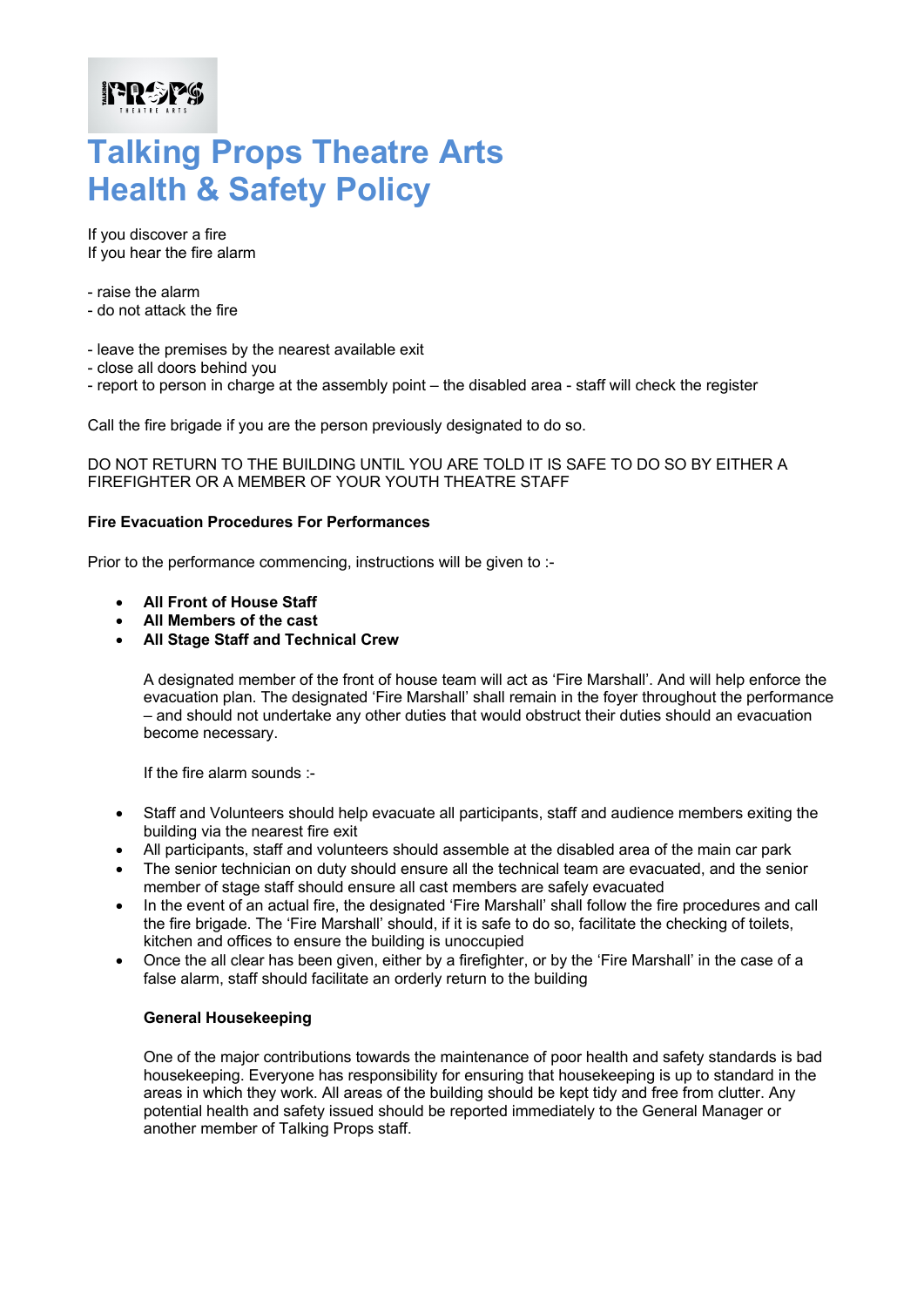# Talking Props Theatre Arts Health & Safety Policy

If you discover a fire
If you hear the fire alarm

- raise the alarm
- do not attack the fire

- leave the premises by the nearest available exit
- close all doors behind you
- report to person in charge at the assembly point – the disabled area - staff will check the register

Call the fire brigade if you are the person previously designated to do so.

DO NOT RETURN TO THE BUILDING UNTIL YOU ARE TOLD IT IS SAFE TO DO SO BY EITHER A FIREFIGHTER OR A MEMBER OF YOUR YOUTH THEATRE STAFF

**Fire Evacuation Procedures For Performances**

Prior to the performance commencing, instructions will be given to :-

- **All Front of House Staff**
- **All Members of the cast**
- **All Stage Staff and Technical Crew**

A designated member of the front of house team will act as 'Fire Marshall'. And will help enforce the evacuation plan. The designated 'Fire Marshall' shall remain in the foyer throughout the performance – and should not undertake any other duties that would obstruct their duties should an evacuation become necessary.

If the fire alarm sounds :-

- Staff and Volunteers should help evacuate all participants, staff and audience members exiting the building via the nearest fire exit
- All participants, staff and volunteers should assemble at the disabled area of the main car park
- The senior technician on duty should ensure all the technical team are evacuated, and the senior member of stage staff should ensure all cast members are safely evacuated
- In the event of an actual fire, the designated 'Fire Marshall' shall follow the fire procedures and call the fire brigade. The 'Fire Marshall' should, if it is safe to do so, facilitate the checking of toilets, kitchen and offices to ensure the building is unoccupied
- Once the all clear has been given, either by a firefighter, or by the 'Fire Marshall' in the case of a false alarm, staff should facilitate an orderly return to the building

**General Housekeeping**

One of the major contributions towards the maintenance of poor health and safety standards is bad housekeeping. Everyone has responsibility for ensuring that housekeeping is up to standard in the areas in which they work. All areas of the building should be kept tidy and free from clutter. Any potential health and safety issued should be reported immediately to the General Manager or another member of Talking Props staff.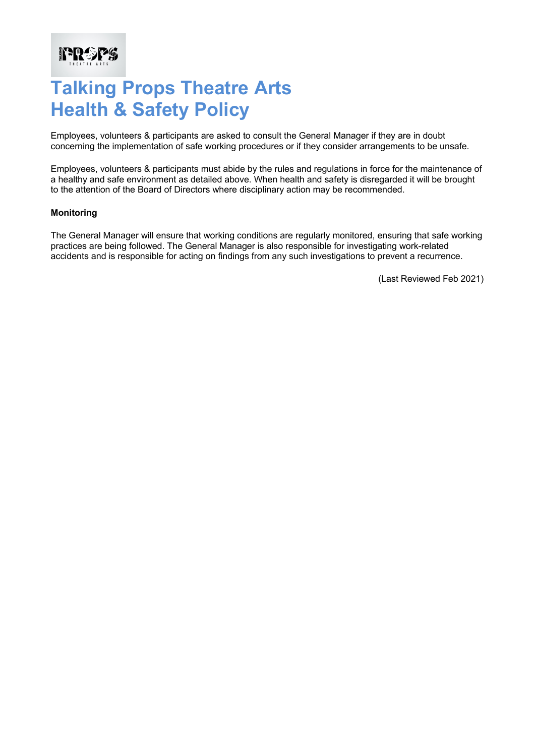# Talking Props Theatre Arts
# Health & Safety Policy

Employees, volunteers & participants are asked to consult the General Manager if they are in doubt concerning the implementation of safe working procedures or if they consider arrangements to be unsafe.

Employees, volunteers & participants must abide by the rules and regulations in force for the maintenance of a healthy and safe environment as detailed above. When health and safety is disregarded it will be brought to the attention of the Board of Directors where disciplinary action may be recommended.

**Monitoring**

The General Manager will ensure that working conditions are regularly monitored, ensuring that safe working practices are being followed. The General Manager is also responsible for investigating work-related accidents and is responsible for acting on findings from any such investigations to prevent a recurrence.

(Last Reviewed Feb 2021)